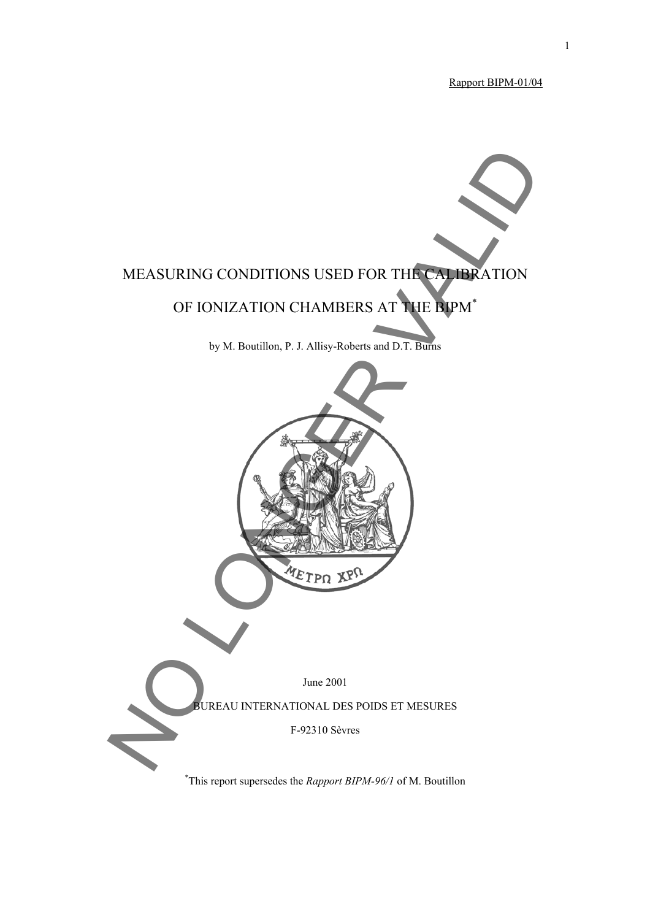Rapport BIPM-01/04

# MEASURING CONDITIONS USED FOR THE CALIBRATION OF IONIZATION CHAMBERS AT THE BIPM*

by M. Boutillon, P. J. Allisy-Roberts and D.T. Burns

NO LONGER VALID

June 2001

BUREAU INTERNATIONAL DES POIDS ET MESURES

F-92310 Sèvres

*This report supersedes the *Rapport BIPM-96/1* of M. Boutillon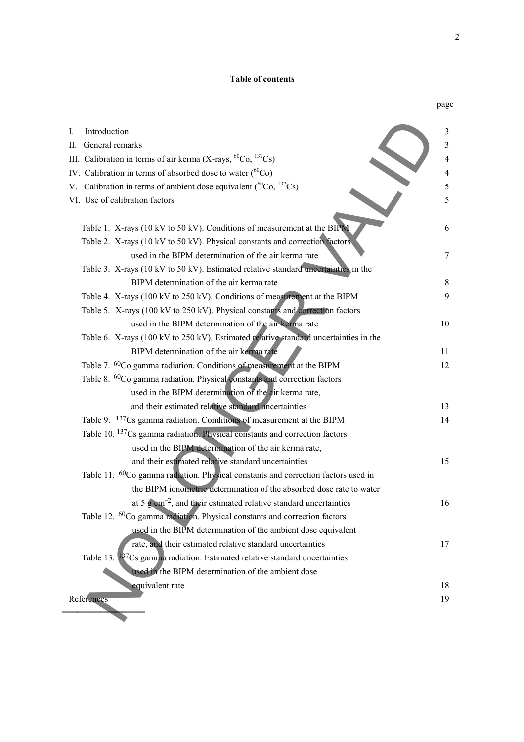**Table of contents**

| | page |
|---|---|
| I. Introduction | 3 |
| II. General remarks | 3 |
| III. Calibration in terms of air kerma (X-rays, $^{60}$Co, $^{137}$Cs) | 4 |
| IV. Calibration in terms of absorbed dose to water ($^{60}$Co) | 4 |
| V. Calibration in terms of ambient dose equivalent ($^{60}$Co, $^{137}$Cs) | 5 |
| VI. Use of calibration factors | 5 |
| Table 1. X-rays (10 kV to 50 kV). Conditions of measurement at the BIPM | 6 |
| Table 2. X-rays (10 kV to 50 kV). Physical constants and correction factors used in the BIPM determination of the air kerma rate | 7 |
| Table 3. X-rays (10 kV to 50 kV). Estimated relative standard uncertainties in the BIPM determination of the air kerma rate | 8 |
| Table 4. X-rays (100 kV to 250 kV). Conditions of measurement at the BIPM | 9 |
| Table 5. X-rays (100 kV to 250 kV). Physical constants and correction factors used in the BIPM determination of the air kerma rate | 10 |
| Table 6. X-rays (100 kV to 250 kV). Estimated relative standard uncertainties in the BIPM determination of the air kerma rate | 11 |
| Table 7. $^{60}$Co gamma radiation. Conditions of measurement at the BIPM | 12 |
| Table 8. $^{60}$Co gamma radiation. Physical constants and correction factors used in the BIPM determination of the air kerma rate, and their estimated relative standard uncertainties | 13 |
| Table 9. $^{137}$Cs gamma radiation. Conditions of measurement at the BIPM | 14 |
| Table 10. $^{137}$Cs gamma radiation. Physical constants and correction factors used in the BIPM determination of the air kerma rate, and their estimated relative standard uncertainties | 15 |
| Table 11. $^{60}$Co gamma radiation. Physical constants and correction factors used in the BIPM ionometric determination of the absorbed dose rate to water at 5 g cm$^{-2}$, and their estimated relative standard uncertainties | 16 |
| Table 12. $^{60}$Co gamma radiation. Physical constants and correction factors used in the BIPM determination of the ambient dose equivalent rate, and their estimated relative standard uncertainties | 17 |
| Table 13. $^{137}$Cs gamma radiation. Estimated relative standard uncertainties used in the BIPM determination of the ambient dose equivalent rate | 18 |
| References | 19 |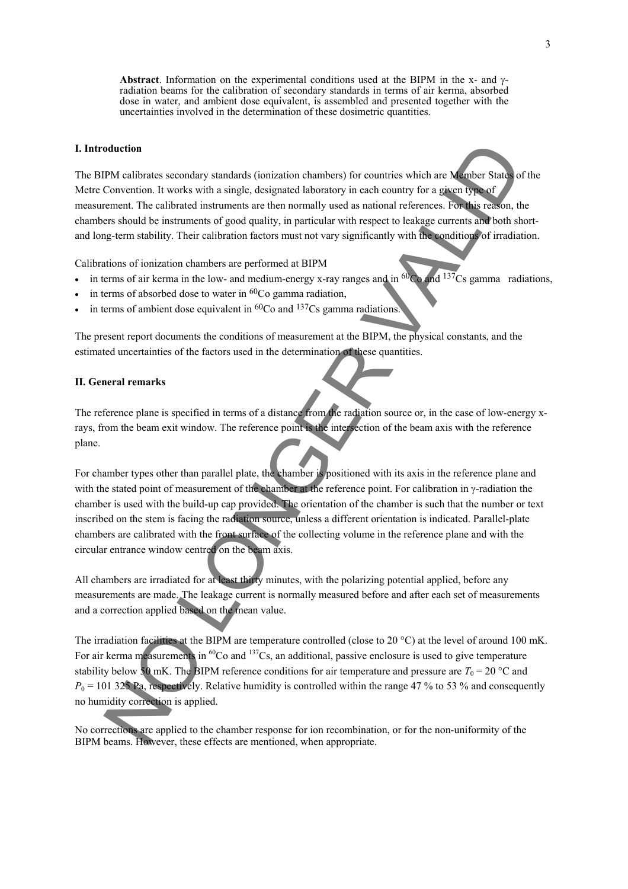**Abstract**. Information on the experimental conditions used at the BIPM in the x- and γ-radiation beams for the calibration of secondary standards in terms of air kerma, absorbed dose in water, and ambient dose equivalent, is assembled and presented together with the uncertainties involved in the determination of these dosimetric quantities.

## I. Introduction

The BIPM calibrates secondary standards (ionization chambers) for countries which are Member States of the Metre Convention. It works with a single, designated laboratory in each country for a given type of measurement. The calibrated instruments are then normally used as national references. For this reason, the chambers should be instruments of good quality, in particular with respect to leakage currents and both short- and long-term stability. Their calibration factors must not vary significantly with the conditions of irradiation.

Calibrations of ionization chambers are performed at BIPM

- in terms of air kerma in the low- and medium-energy x-ray ranges and in $^{60}$Co and $^{137}$Cs gamma radiations,
- in terms of absorbed dose to water in $^{60}$Co gamma radiation,
- in terms of ambient dose equivalent in $^{60}$Co and $^{137}$Cs gamma radiations.

The present report documents the conditions of measurement at the BIPM, the physical constants, and the estimated uncertainties of the factors used in the determination of these quantities.

## II. General remarks

The reference plane is specified in terms of a distance from the radiation source or, in the case of low-energy x-rays, from the beam exit window. The reference point is the intersection of the beam axis with the reference plane.

For chamber types other than parallel plate, the chamber is positioned with its axis in the reference plane and with the stated point of measurement of the chamber at the reference point. For calibration in γ-radiation the chamber is used with the build-up cap provided. The orientation of the chamber is such that the number or text inscribed on the stem is facing the radiation source, unless a different orientation is indicated. Parallel-plate chambers are calibrated with the front surface of the collecting volume in the reference plane and with the circular entrance window centred on the beam axis.

All chambers are irradiated for at least thirty minutes, with the polarizing potential applied, before any measurements are made. The leakage current is normally measured before and after each set of measurements and a correction applied based on the mean value.

The irradiation facilities at the BIPM are temperature controlled (close to 20 °C) at the level of around 100 mK. For air kerma measurements in $^{60}$Co and $^{137}$Cs, an additional, passive enclosure is used to give temperature stability below 50 mK. The BIPM reference conditions for air temperature and pressure are $T_0$ = 20 °C and $P_0$ = 101 325 Pa, respectively. Relative humidity is controlled within the range 47 % to 53 % and consequently no humidity correction is applied.

No corrections are applied to the chamber response for ion recombination, or for the non-uniformity of the BIPM beams. However, these effects are mentioned, when appropriate.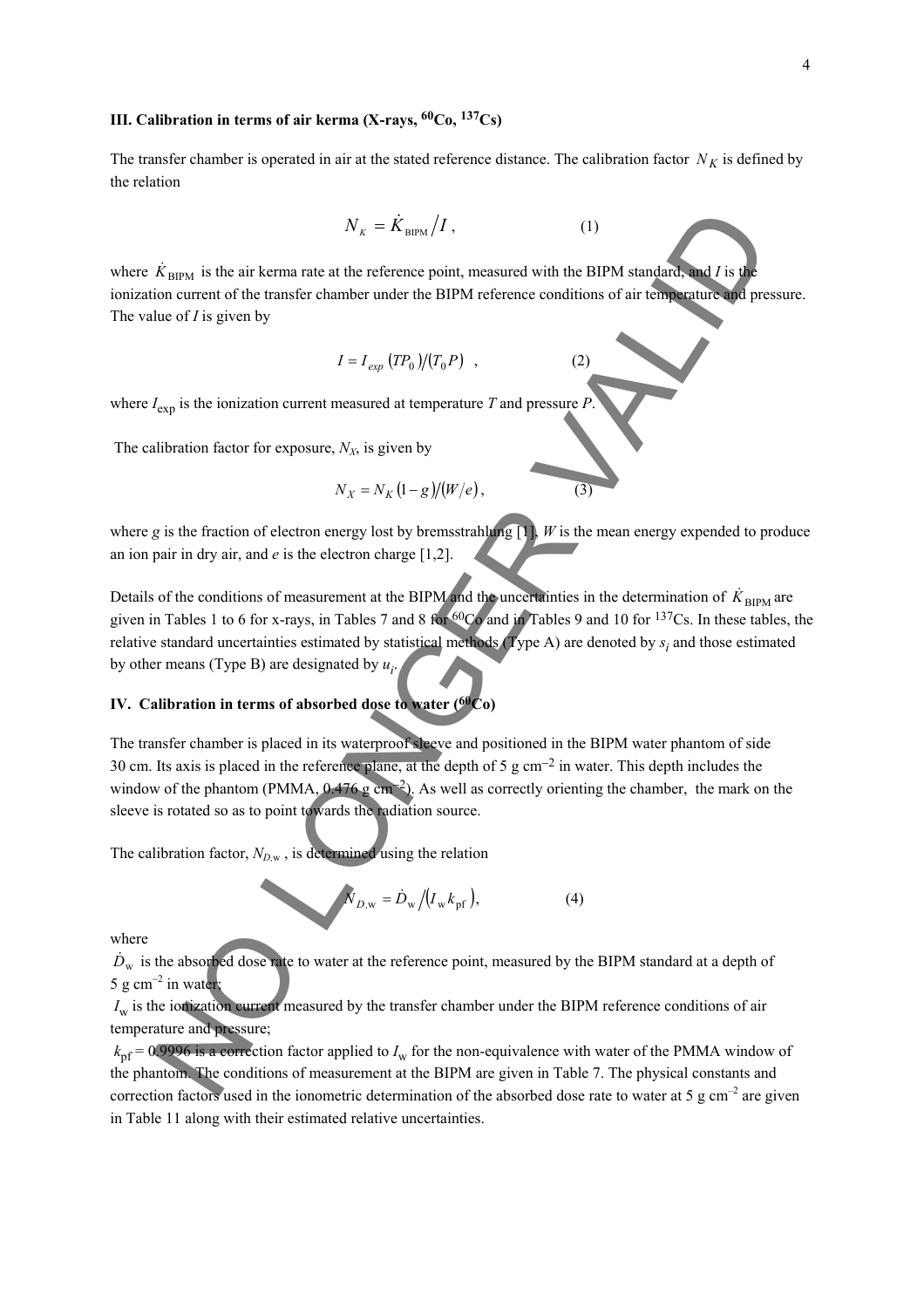## III. Calibration in terms of air kerma (X-rays, $^{60}$Co, $^{137}$Cs)

The transfer chamber is operated in air at the stated reference distance. The calibration factor $N_K$ is defined by the relation

$$N_K = \dot{K}_{\text{BIPM}} / I \,, \qquad (1)$$

where $\dot{K}_{\text{BIPM}}$ is the air kerma rate at the reference point, measured with the BIPM standard, and $I$ is the ionization current of the transfer chamber under the BIPM reference conditions of air temperature and pressure. The value of $I$ is given by

$$I = I_{exp} \left( T P_0 \right) / \left( T_0 P \right) \quad , \qquad (2)$$

where $I_{\text{exp}}$ is the ionization current measured at temperature $T$ and pressure $P$.

The calibration factor for exposure, $N_X$, is given by

$$N_X = N_K \left( 1 - g \right) / \left( W / e \right) , \qquad (3)$$

where $g$ is the fraction of electron energy lost by bremsstrahlung [1], $W$ is the mean energy expended to produce an ion pair in dry air, and $e$ is the electron charge [1,2].

Details of the conditions of measurement at the BIPM and the uncertainties in the determination of $\dot{K}_{\text{BIPM}}$ are given in Tables 1 to 6 for x-rays, in Tables 7 and 8 for $^{60}$Co and in Tables 9 and 10 for $^{137}$Cs. In these tables, the relative standard uncertainties estimated by statistical methods (Type A) are denoted by $s_i$ and those estimated by other means (Type B) are designated by $u_i$.

## IV. Calibration in terms of absorbed dose to water ($^{60}$Co)

The transfer chamber is placed in its waterproof sleeve and positioned in the BIPM water phantom of side 30 cm. Its axis is placed in the reference plane, at the depth of 5 g cm$^{-2}$ in water. This depth includes the window of the phantom (PMMA, 0.476 g cm$^{-2}$). As well as correctly orienting the chamber, the mark on the sleeve is rotated so as to point towards the radiation source.

The calibration factor, $N_{D,\text{w}}$, is determined using the relation

$$N_{D,\text{w}} = \dot{D}_{\text{w}} / \left( I_{\text{w}} k_{\text{pf}} \right) , \qquad (4)$$

where

$\dot{D}_{\text{w}}$ is the absorbed dose rate to water at the reference point, measured by the BIPM standard at a depth of 5 g cm$^{-2}$ in water;

$I_{\text{w}}$ is the ionization current measured by the transfer chamber under the BIPM reference conditions of air temperature and pressure;

$k_{\text{pf}} = 0.9996$ is a correction factor applied to $I_{\text{w}}$ for the non-equivalence with water of the PMMA window of the phantom. The conditions of measurement at the BIPM are given in Table 7. The physical constants and correction factors used in the ionometric determination of the absorbed dose rate to water at 5 g cm$^{-2}$ are given in Table 11 along with their estimated relative uncertainties.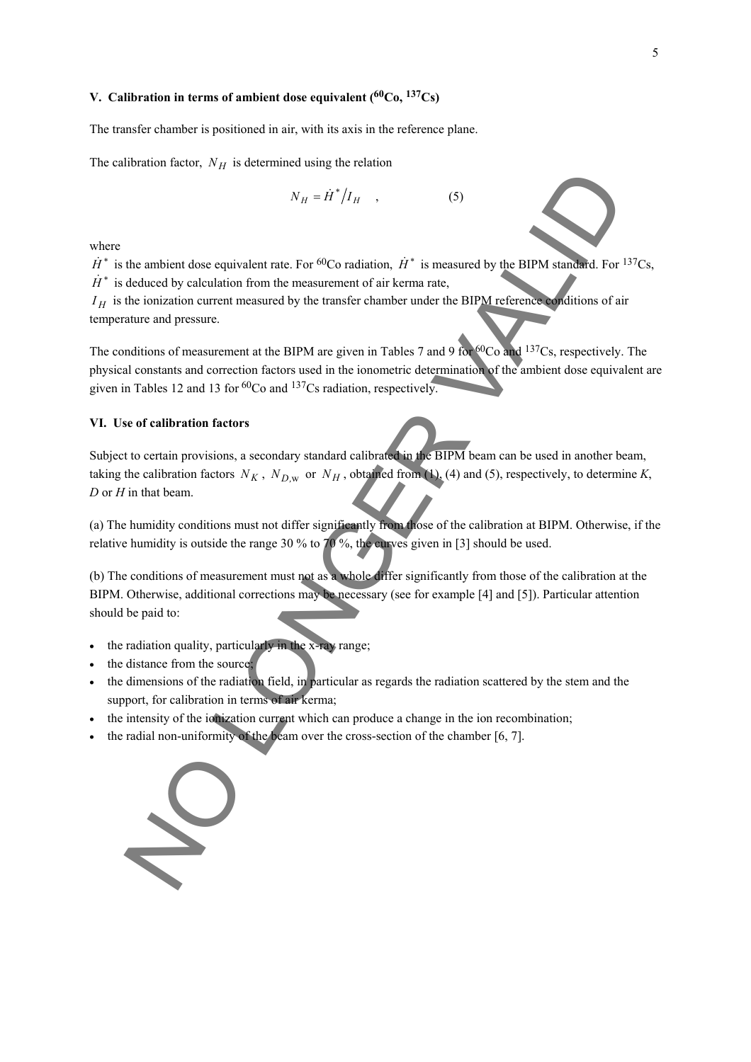## V. Calibration in terms of ambient dose equivalent ($^{60}$Co, $^{137}$Cs)

The transfer chamber is positioned in air, with its axis in the reference plane.

The calibration factor, $N_H$ is determined using the relation

$$N_H = \dot{H}^* / I_H \quad , \qquad (5)$$

where

$\dot{H}^*$ is the ambient dose equivalent rate. For $^{60}$Co radiation, $\dot{H}^*$ is measured by the BIPM standard. For $^{137}$Cs, $\dot{H}^*$ is deduced by calculation from the measurement of air kerma rate,

$I_H$ is the ionization current measured by the transfer chamber under the BIPM reference conditions of air temperature and pressure.

The conditions of measurement at the BIPM are given in Tables 7 and 9 for $^{60}$Co and $^{137}$Cs, respectively. The physical constants and correction factors used in the ionometric determination of the ambient dose equivalent are given in Tables 12 and 13 for $^{60}$Co and $^{137}$Cs radiation, respectively.

## VI. Use of calibration factors

Subject to certain provisions, a secondary standard calibrated in the BIPM beam can be used in another beam, taking the calibration factors $N_K$, $N_{D,\mathrm{w}}$ or $N_H$, obtained from (1), (4) and (5), respectively, to determine *K*, *D* or *H* in that beam.

(a) The humidity conditions must not differ significantly from those of the calibration at BIPM. Otherwise, if the relative humidity is outside the range 30 % to 70 %, the curves given in [3] should be used.

(b) The conditions of measurement must not as a whole differ significantly from those of the calibration at the BIPM. Otherwise, additional corrections may be necessary (see for example [4] and [5]). Particular attention should be paid to:

- the radiation quality, particularly in the x-ray range;
- the distance from the source;
- the dimensions of the radiation field, in particular as regards the radiation scattered by the stem and the support, for calibration in terms of air kerma;
- the intensity of the ionization current which can produce a change in the ion recombination;
- the radial non-uniformity of the beam over the cross-section of the chamber [6, 7].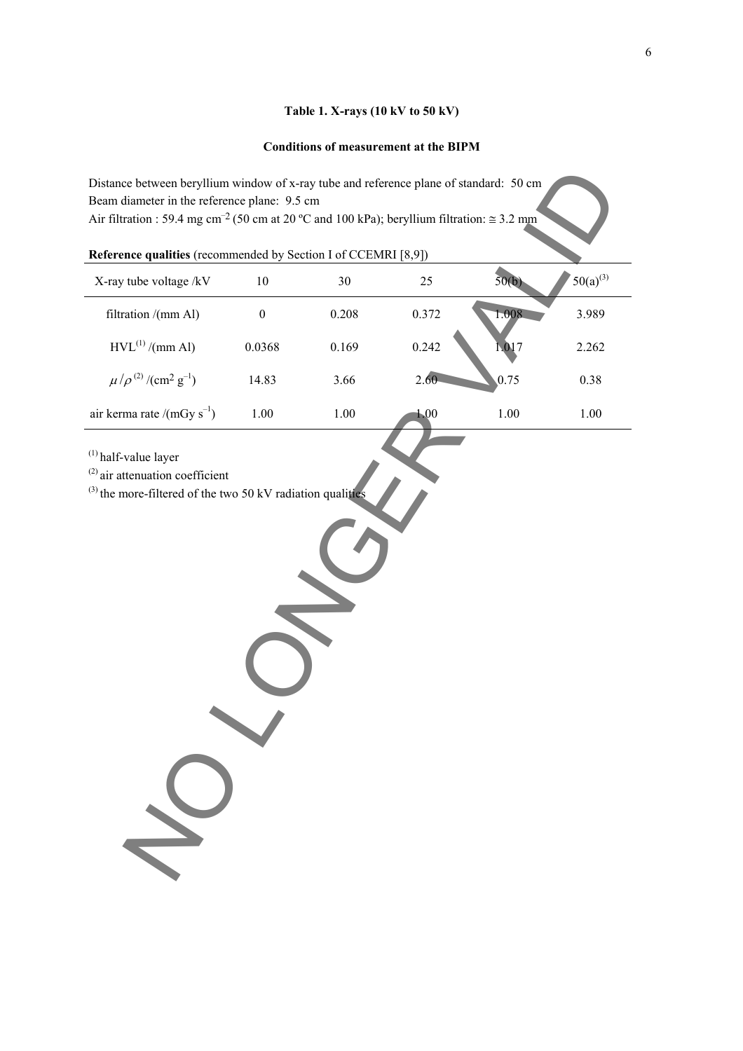### Table 1. X-rays (10 kV to 50 kV)

#### Conditions of measurement at the BIPM

Distance between beryllium window of x-ray tube and reference plane of standard: 50 cm
Beam diameter in the reference plane: 9.5 cm
Air filtration : 59.4 mg cm$^{-2}$ (50 cm at 20 ºC and 100 kPa); beryllium filtration: ≅ 3.2 mm

**Reference qualities** (recommended by Section I of CCEMRI [8,9])

| X-ray tube voltage /kV | 10 | 30 | 25 | 50(b) | 50(a)[3] |
|---|---|---|---|---|---|
| filtration /(mm Al) | 0 | 0.208 | 0.372 | 1.008 | 3.989 |
| HVL[1] /(mm Al) | 0.0368 | 0.169 | 0.242 | 1.017 | 2.262 |
| $\mu/\rho$ [2] /(cm$^2$ g$^{-1}$) | 14.83 | 3.66 | 2.60 | 0.75 | 0.38 |
| air kerma rate /(mGy s$^{-1}$) | 1.00 | 1.00 | 1.00 | 1.00 | 1.00 |

[1] half-value layer
[2] air attenuation coefficient
[3] the more-filtered of the two 50 kV radiation qualities

NO LONGER VALID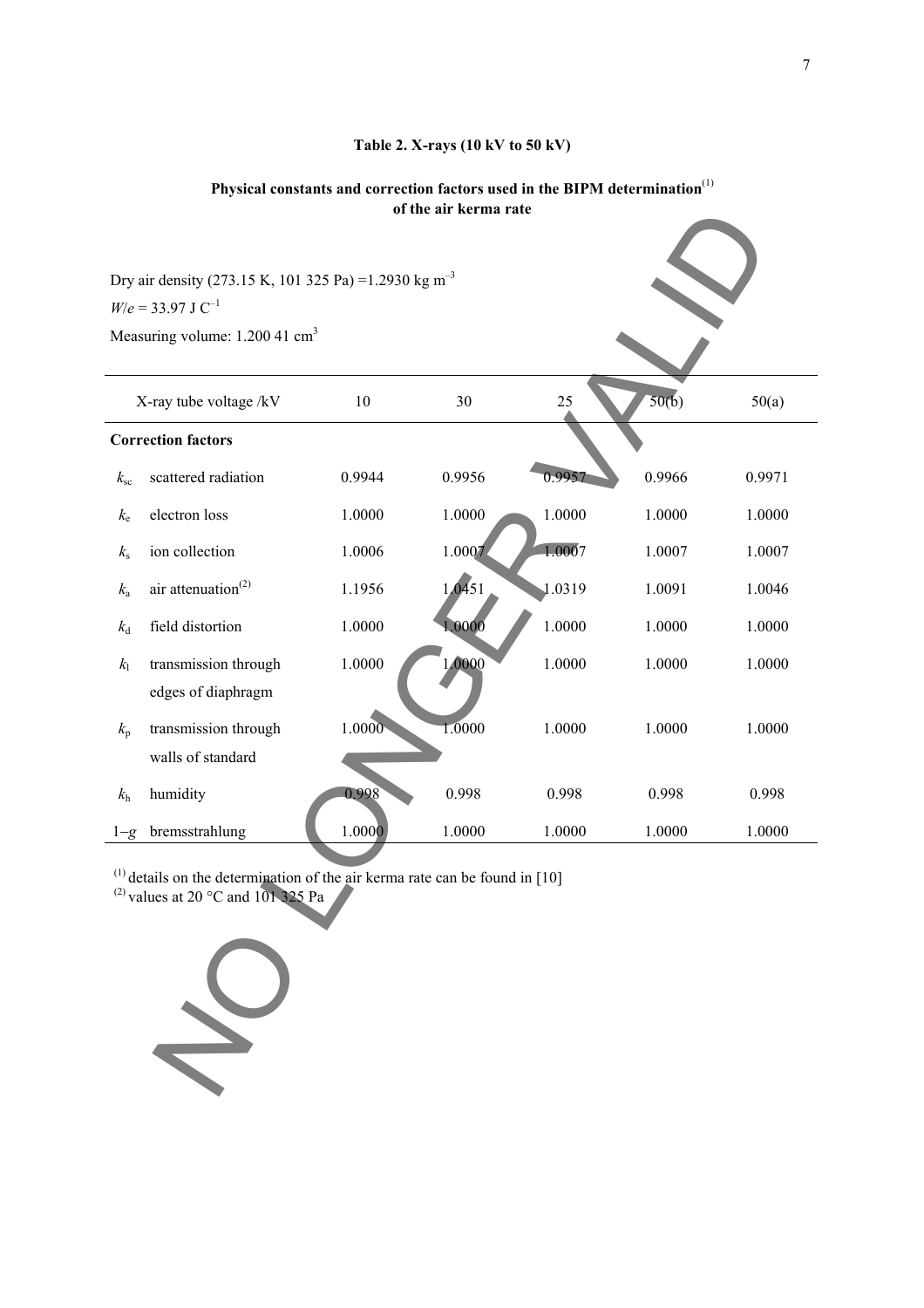### Table 2. X-rays (10 kV to 50 kV)

**Physical constants and correction factors used in the BIPM determination**[(1)] **of the air kerma rate**

Dry air density (273.15 K, 101 325 Pa) =1.2930 kg m$^{-3}$

$W/e$ = 33.97 J C$^{-1}$

Measuring volume: 1.200 41 cm$^{3}$

| | X-ray tube voltage /kV | 10 | 30 | 25 | 50(b) | 50(a) |
|---|---|---|---|---|---|---|
| **Correction factors** | | | | | | |
| $k_{sc}$ | scattered radiation | 0.9944 | 0.9956 | 0.9957 | 0.9966 | 0.9971 |
| $k_e$ | electron loss | 1.0000 | 1.0000 | 1.0000 | 1.0000 | 1.0000 |
| $k_s$ | ion collection | 1.0006 | 1.0007 | 1.0007 | 1.0007 | 1.0007 |
| $k_a$ | air attenuation[(2)] | 1.1956 | 1.0451 | 1.0319 | 1.0091 | 1.0046 |
| $k_d$ | field distortion | 1.0000 | 1.0000 | 1.0000 | 1.0000 | 1.0000 |
| $k_l$ | transmission through edges of diaphragm | 1.0000 | 1.0000 | 1.0000 | 1.0000 | 1.0000 |
| $k_p$ | transmission through walls of standard | 1.0000 | 1.0000 | 1.0000 | 1.0000 | 1.0000 |
| $k_h$ | humidity | 0.998 | 0.998 | 0.998 | 0.998 | 0.998 |
| $1-g$ | bremsstrahlung | 1.0000 | 1.0000 | 1.0000 | 1.0000 | 1.0000 |

[(1)] details on the determination of the air kerma rate can be found in [10]

[(2)] values at 20 °C and 101 325 Pa

NO LONGER VALID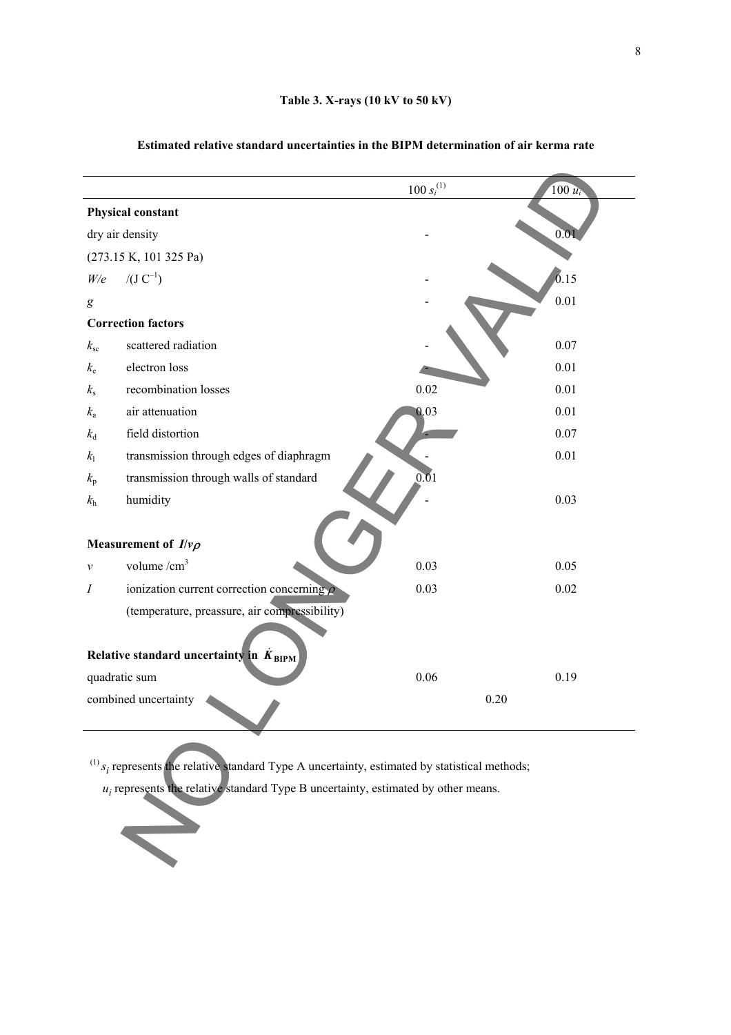**Table 3. X-rays (10 kV to 50 kV)**

**Estimated relative standard uncertainties in the BIPM determination of air kerma rate**

| | | $100\ s_i$ [(1)] | $100\ u_i$ |
|---|---|---|---|
| **Physical constant** | | | |
| dry air density | | - | 0.01 |
| (273.15 K, 101 325 Pa) | | | |
| $W/e$ | $/(\mathrm{J\ C^{-1}})$ | - | 0.15 |
| $g$ | | - | 0.01 |
| **Correction factors** | | | |
| $k_{sc}$ | scattered radiation | - | 0.07 |
| $k_e$ | electron loss | - | 0.01 |
| $k_s$ | recombination losses | 0.02 | 0.01 |
| $k_a$ | air attenuation | 0.03 | 0.01 |
| $k_d$ | field distortion | - | 0.07 |
| $k_l$ | transmission through edges of diaphragm | - | 0.01 |
| $k_p$ | transmission through walls of standard | 0.01 | |
| $k_h$ | humidity | - | 0.03 |
| **Measurement of $I/v\rho$** | | | |
| $v$ | volume /cm$^3$ | 0.03 | 0.05 |
| $I$ | ionization current correction concerning $\rho$ (temperature, preassure, air compressibility) | 0.03 | 0.02 |
| **Relative standard uncertainty in $\dot{K}_{\mathrm{BIPM}}$** | | | |
| quadratic sum | | 0.06 | 0.19 |
| combined uncertainty | | 0.20 | |

[(1)] $s_i$ represents the relative standard Type A uncertainty, estimated by statistical methods;
$u_i$ represents the relative standard Type B uncertainty, estimated by other means.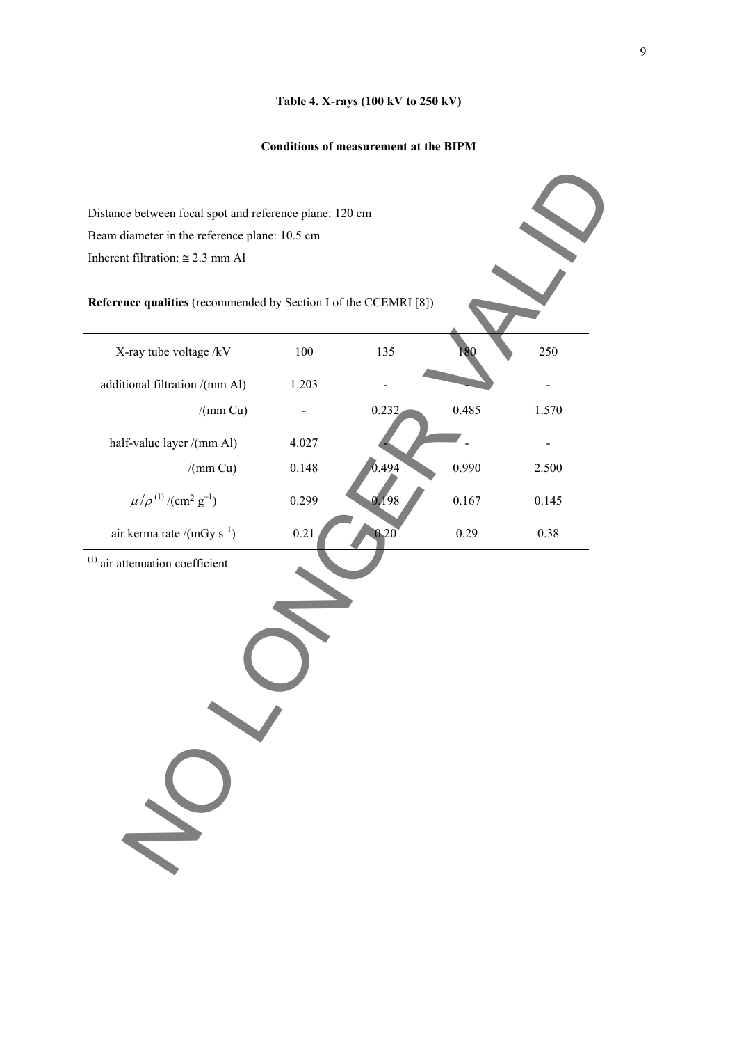**Table 4. X-rays (100 kV to 250 kV)**

**Conditions of measurement at the BIPM**

Distance between focal spot and reference plane: 120 cm

Beam diameter in the reference plane: 10.5 cm

Inherent filtration: ≅ 2.3 mm Al

**Reference qualities** (recommended by Section I of the CCEMRI [8])

| X-ray tube voltage /kV | 100 | 135 | 180 | 250 |
|---|---|---|---|---|
| additional filtration /(mm Al) | 1.203 | - | - | - |
| /(mm Cu) | - | 0.232 | 0.485 | 1.570 |
| half-value layer /(mm Al) | 4.027 | - | - | - |
| /(mm Cu) | 0.148 | 0.494 | 0.990 | 2.500 |
| $\mu/\rho$ [(1)] /($cm^2$ $g^{-1}$) | 0.299 | 0.198 | 0.167 | 0.145 |
| air kerma rate /(mGy $s^{-1}$) | 0.21 | 0.20 | 0.29 | 0.38 |

[(1)] air attenuation coefficient

NO LONGER VALID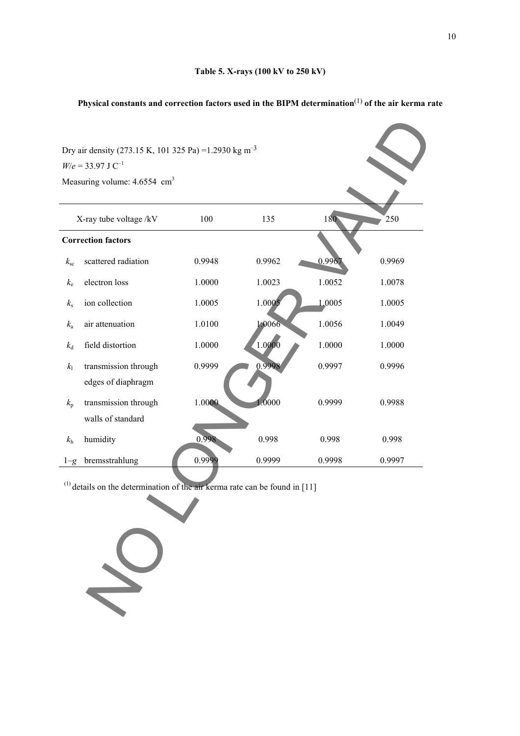**Table 5. X-rays (100 kV to 250 kV)**

**Physical constants and correction factors used in the BIPM determination[1] of the air kerma rate**

Dry air density (273.15 K, 101 325 Pa) =1.2930 kg m$^{-3}$

$W/e$ = 33.97 J C$^{-1}$

Measuring volume: 4.6554 cm$^3$

| | X-ray tube voltage /kV | 100 | 135 | 180 | 250 |
|---|---|---|---|---|---|
| **Correction factors** | | | | | |
| $k_{sc}$ | scattered radiation | 0.9948 | 0.9962 | 0.9967 | 0.9969 |
| $k_e$ | electron loss | 1.0000 | 1.0023 | 1.0052 | 1.0078 |
| $k_s$ | ion collection | 1.0005 | 1.0005 | 1.0005 | 1.0005 |
| $k_a$ | air attenuation | 1.0100 | 1.0066 | 1.0056 | 1.0049 |
| $k_d$ | field distortion | 1.0000 | 1.0000 | 1.0000 | 1.0000 |
| $k_l$ | transmission through edges of diaphragm | 0.9999 | 0.9998 | 0.9997 | 0.9996 |
| $k_p$ | transmission through walls of standard | 1.0000 | 1.0000 | 0.9999 | 0.9988 |
| $k_h$ | humidity | 0.998 | 0.998 | 0.998 | 0.998 |
| $1-g$ | bremsstrahlung | 0.9999 | 0.9999 | 0.9998 | 0.9997 |

[1] details on the determination of the air kerma rate can be found in [11]

NO LONGER VALID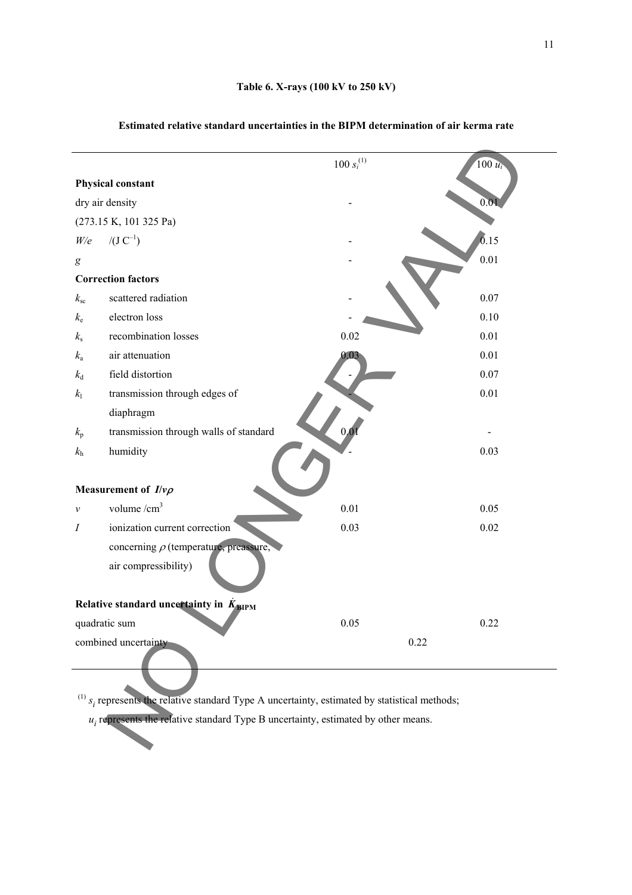**Table 6. X-rays (100 kV to 250 kV)**

**Estimated relative standard uncertainties in the BIPM determination of air kerma rate**

| | | $100\ s_i$ [1] | $100\ u_i$ |
|---|---|---|---|
| **Physical constant** | | | |
| dry air density (273.15 K, 101 325 Pa) | | - | 0.01 |
| $W/e$ | $/(\mathrm{J\ C^{-1}})$ | - | 0.15 |
| $g$ | | - | 0.01 |
| **Correction factors** | | | |
| $k_{sc}$ | scattered radiation | - | 0.07 |
| $k_e$ | electron loss | - | 0.10 |
| $k_s$ | recombination losses | 0.02 | 0.01 |
| $k_a$ | air attenuation | 0.03 | 0.01 |
| $k_d$ | field distortion | - | 0.07 |
| $k_l$ | transmission through edges of diaphragm | - | 0.01 |
| $k_p$ | transmission through walls of standard | 0.01 | - |
| $k_h$ | humidity | - | 0.03 |
| **Measurement of $I/v\rho$** | | | |
| $v$ | volume $/\mathrm{cm^3}$ | 0.01 | 0.05 |
| $I$ | ionization current correction concerning $\rho$ (temperature, preassure, air compressibility) | 0.03 | 0.02 |
| **Relative standard uncertainty in $\dot{K}_{\mathrm{BIPM}}$** | | | |
| quadratic sum | | 0.05 | 0.22 |
| combined uncertainty | | 0.22 | |

[1] $s_i$ represents the relative standard Type A uncertainty, estimated by statistical methods; $u_i$ represents the relative standard Type B uncertainty, estimated by other means.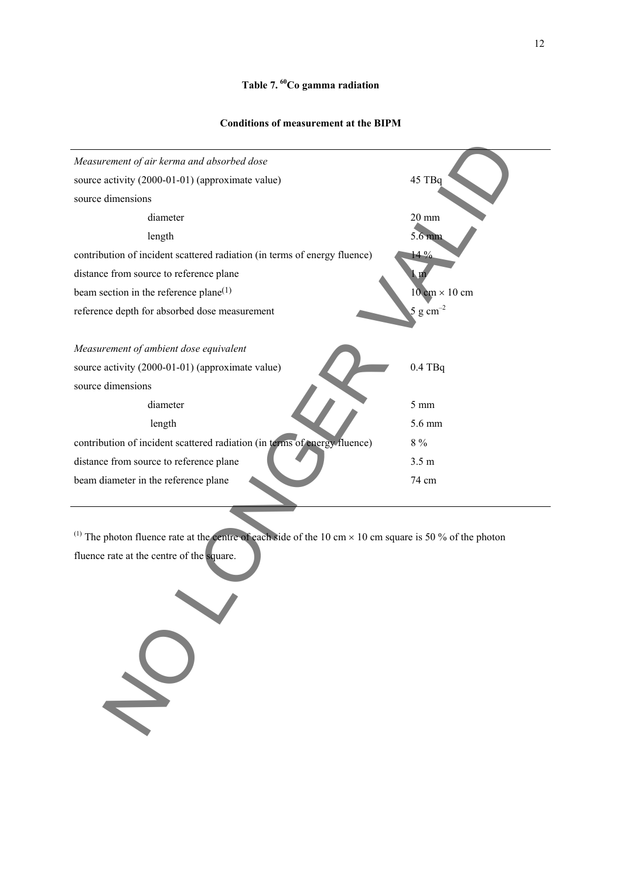**Table 7. $^{60}$Co gamma radiation**

**Conditions of measurement at the BIPM**

| | |
|---|---|
| *Measurement of air kerma and absorbed dose* | |
| source activity (2000-01-01) (approximate value) | 45 TBq |
| source dimensions | |
| diameter | 20 mm |
| length | 5.6 mm |
| contribution of incident scattered radiation (in terms of energy fluence) | 14 % |
| distance from source to reference plane | 1 m |
| beam section in the reference plane[(1)] | 10 cm × 10 cm |
| reference depth for absorbed dose measurement | 5 g cm$^{-2}$ |
| | |
| *Measurement of ambient dose equivalent* | |
| source activity (2000-01-01) (approximate value) | 0.4 TBq |
| source dimensions | |
| diameter | 5 mm |
| length | 5.6 mm |
| contribution of incident scattered radiation (in terms of energy fluence) | 8 % |
| distance from source to reference plane | 3.5 m |
| beam diameter in the reference plane | 74 cm |

[(1)] The photon fluence rate at the centre of each side of the 10 cm × 10 cm square is 50 % of the photon fluence rate at the centre of the square.

NO LONGER VALID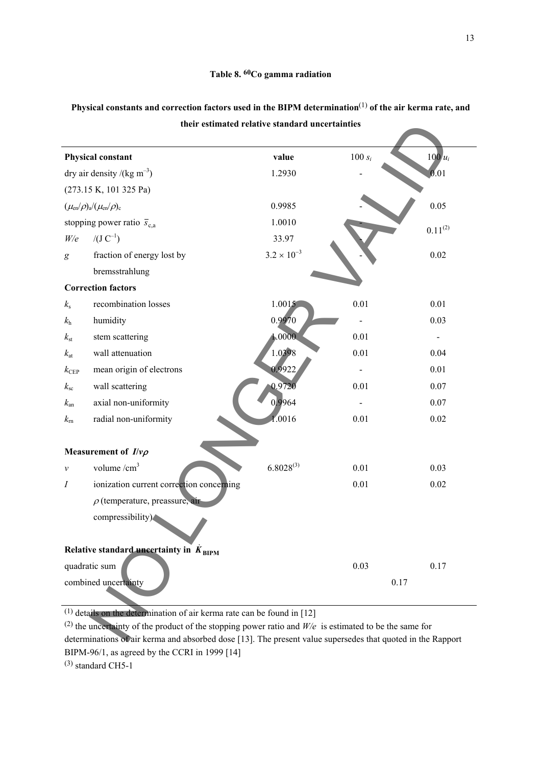**Table 8. $^{60}$Co gamma radiation**

**Physical constants and correction factors used in the BIPM determination[(1)] of the air kerma rate, and their estimated relative standard uncertainties**

| **Physical constant** | | value | $100\, s_i$ | $100\, u_i$ |
|---|---|---|---|---|
| dry air density /(kg m$^{-3}$) (273.15 K, 101 325 Pa) | | 1.2930 | - | 0.01 |
| $(\mu_{en}/\rho)_a/(\mu_{en}/\rho)_c$ | | 0.9985 | - | 0.05 |
| stopping power ratio $\bar{s}_{c,a}$ | | 1.0010 | - | 0.11[(2)] |
| $W/e$ | /(J C$^{-1}$) | 33.97 | - | |
| $g$ | fraction of energy lost by bremsstrahlung | $3.2 \times 10^{-3}$ | - | 0.02 |
| **Correction factors** | | | | |
| $k_s$ | recombination losses | 1.0015 | 0.01 | 0.01 |
| $k_h$ | humidity | 0.9970 | - | 0.03 |
| $k_{st}$ | stem scattering | 1.0000 | 0.01 | - |
| $k_{at}$ | wall attenuation | 1.0398 | 0.01 | 0.04 |
| $k_{CEP}$ | mean origin of electrons | 0.9922 | - | 0.01 |
| $k_{sc}$ | wall scattering | 0.9720 | 0.01 | 0.07 |
| $k_{an}$ | axial non-uniformity | 0.9964 | - | 0.07 |
| $k_{rn}$ | radial non-uniformity | 1.0016 | 0.01 | 0.02 |
| **Measurement of $I/v\rho$** | | | | |
| $v$ | volume /cm$^3$ | 6.8028[(3)] | 0.01 | 0.03 |
| $I$ | ionization current correction concerning $\rho$ (temperature, preassure, air compressibility) | | 0.01 | 0.02 |
| **Relative standard uncertainty in $\dot{K}_{BIPM}$** | | | | |
| quadratic sum | | | 0.03 | 0.17 |
| combined uncertainty | | | 0.17 | |

[(1)] details on the determination of air kerma rate can be found in [12]

[(2)] the uncertainty of the product of the stopping power ratio and $W/e$ is estimated to be the same for determinations of air kerma and absorbed dose [13]. The present value supersedes that quoted in the Rapport BIPM-96/1, as agreed by the CCRI in 1999 [14]

[(3)] standard CH5-1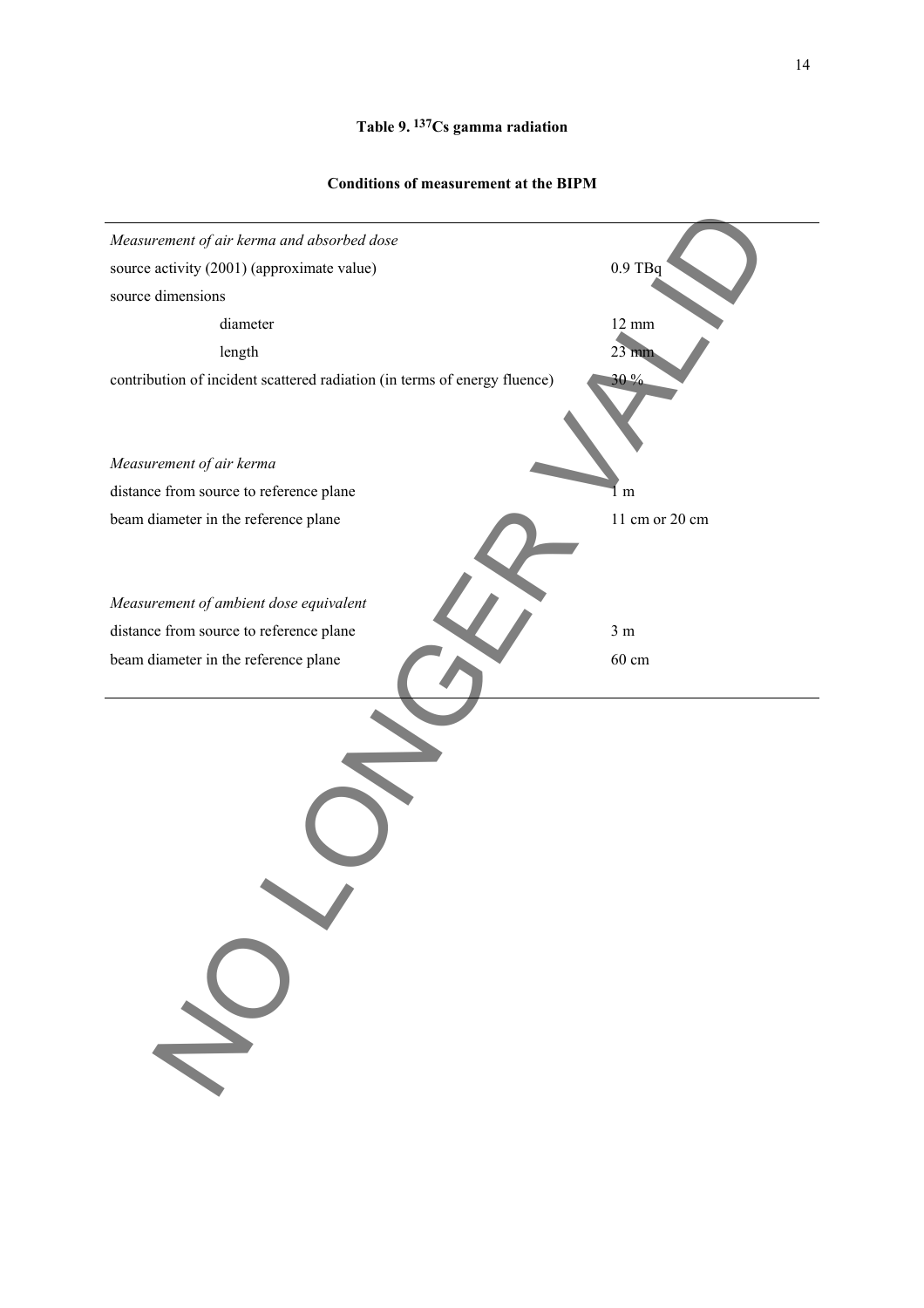**Table 9. $^{137}Cs$ gamma radiation**

**Conditions of measurement at the BIPM**

| | |
|---|---|
| *Measurement of air kerma and absorbed dose* | |
| source activity (2001) (approximate value) | 0.9 TBq |
| source dimensions | |
| diameter | 12 mm |
| length | 23 mm |
| contribution of incident scattered radiation (in terms of energy fluence) | 30 % |
| | |
| *Measurement of air kerma* | |
| distance from source to reference plane | 1 m |
| beam diameter in the reference plane | 11 cm or 20 cm |
| | |
| *Measurement of ambient dose equivalent* | |
| distance from source to reference plane | 3 m |
| beam diameter in the reference plane | 60 cm |

NO LONGER VALID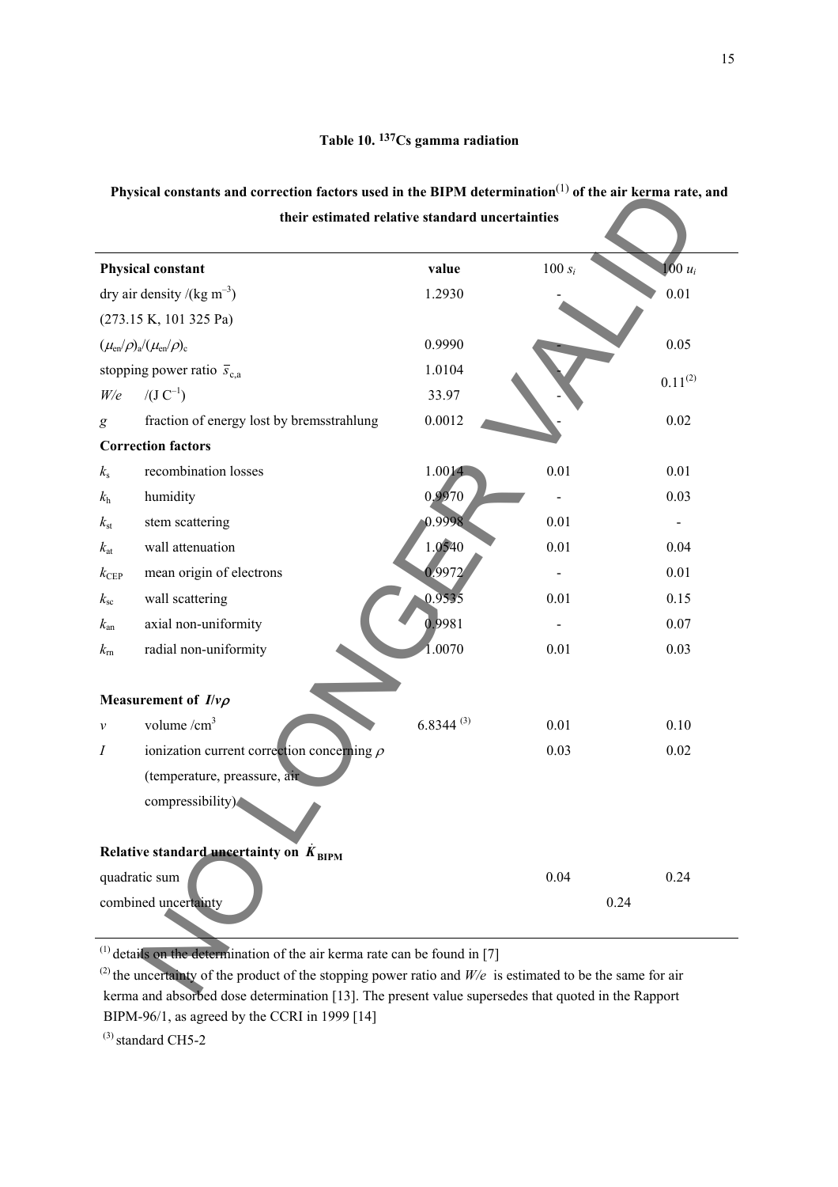### Table 10. $^{137}$Cs gamma radiation

**Physical constants and correction factors used in the BIPM determination[(1)] of the air kerma rate, and their estimated relative standard uncertainties**

| **Physical constant** | | value | $100\, s_i$ | $100\, u_i$ |
|---|---|---|---|---|
| dry air density /(kg m$^{-3}$) (273.15 K, 101 325 Pa) | | 1.2930 | - | 0.01 |
| $(\mu_{en}/\rho)_a/(\mu_{en}/\rho)_c$ | | 0.9990 | - | 0.05 |
| stopping power ratio $\bar{s}_{c,a}$ | | 1.0104 | - | $0.11^{(2)}$ |
| $W/e$ | /(J C$^{-1}$) | 33.97 | - | |
| $g$ | fraction of energy lost by bremsstrahlung | 0.0012 | - | 0.02 |
| **Correction factors** | | | | |
| $k_s$ | recombination losses | 1.0014 | 0.01 | 0.01 |
| $k_h$ | humidity | 0.9970 | - | 0.03 |
| $k_{st}$ | stem scattering | 0.9998 | 0.01 | - |
| $k_{at}$ | wall attenuation | 1.0540 | 0.01 | 0.04 |
| $k_{CEP}$ | mean origin of electrons | 0.9972 | - | 0.01 |
| $k_{sc}$ | wall scattering | 0.9535 | 0.01 | 0.15 |
| $k_{an}$ | axial non-uniformity | 0.9981 | - | 0.07 |
| $k_{rn}$ | radial non-uniformity | 1.0070 | 0.01 | 0.03 |
| **Measurement of $I/v\rho$** | | | | |
| $v$ | volume /cm$^3$ | 6.8344 [(3)] | 0.01 | 0.10 |
| $I$ | ionization current correction concerning $\rho$ (temperature, preassure, air compressibility) | | 0.03 | 0.02 |
| **Relative standard uncertainty on $\dot{K}_{BIPM}$** | | | | |
| quadratic sum | | | 0.04 | 0.24 |
| combined uncertainty | | | 0.24 | |

[(1)] details on the determination of the air kerma rate can be found in [7]

[(2)] the uncertainty of the product of the stopping power ratio and $W/e$ is estimated to be the same for air kerma and absorbed dose determination [13]. The present value supersedes that quoted in the Rapport BIPM-96/1, as agreed by the CCRI in 1999 [14]

[(3)] standard CH5-2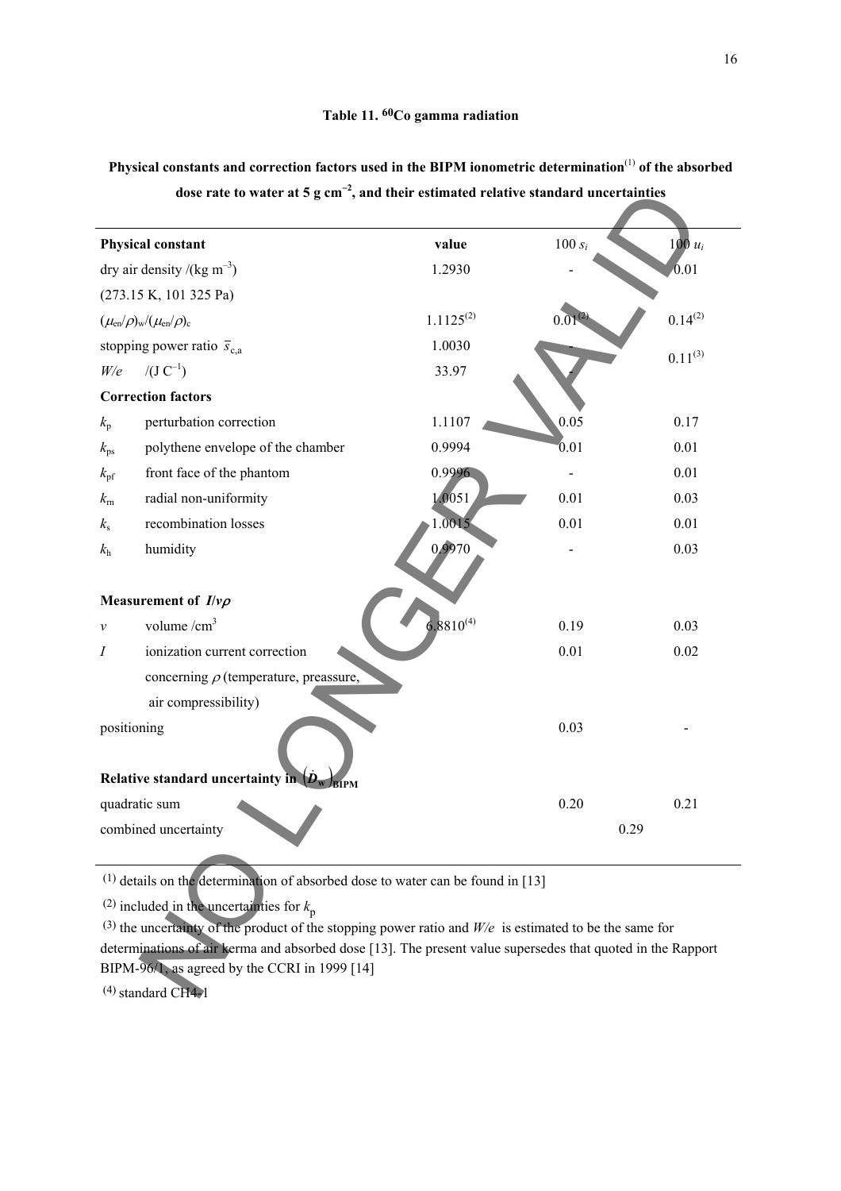**Table 11. $^{60}Co$ gamma radiation**

**Physical constants and correction factors used in the BIPM ionometric determination[1] of the absorbed dose rate to water at 5 g cm$^{-2}$, and their estimated relative standard uncertainties**

| **Physical constant** | | value | 100 $s_i$ | 100 $u_i$ |
|---|---|---|---|---|
| dry air density /(kg m$^{-3}$) (273.15 K, 101 325 Pa) | | 1.2930 | - | 0.01 |
| $(\mu_{en}/\rho)_w/(\mu_{en}/\rho)_c$ | | 1.1125[2] | 0.01[2] | 0.14[2] |
| stopping power ratio $\bar{s}_{c,a}$ | | 1.0030 | - | 0.11[3] |
| $W/e$ /(J C$^{-1}$) | | 33.97 | - | |
| **Correction factors** | | | | |
| $k_p$ | perturbation correction | 1.1107 | 0.05 | 0.17 |
| $k_{ps}$ | polythene envelope of the chamber | 0.9994 | 0.01 | 0.01 |
| $k_{pf}$ | front face of the phantom | 0.9996 | - | 0.01 |
| $k_{rn}$ | radial non-uniformity | 1.0051 | 0.01 | 0.03 |
| $k_s$ | recombination losses | 1.0015 | 0.01 | 0.01 |
| $k_h$ | humidity | 0.9970 | - | 0.03 |
| **Measurement of $I/v\rho$** | | | | |
| $v$ | volume /cm$^3$ | 6.8810[4] | 0.19 | 0.03 |
| $I$ | ionization current correction concerning $\rho$ (temperature, preassure, air compressibility) | | 0.01 | 0.02 |
| positioning | | | 0.03 | - |
| **Relative standard uncertainty in $(\dot{D}_w)_{BIPM}$** | | | | |
| quadratic sum | | | 0.20 | 0.21 |
| combined uncertainty | | | 0.29 | |

[1] details on the determination of absorbed dose to water can be found in [13]

[2] included in the uncertainties for $k_p$

[3] the uncertainty of the product of the stopping power ratio and $W/e$ is estimated to be the same for determinations of air kerma and absorbed dose [13]. The present value supersedes that quoted in the Rapport BIPM-96/1, as agreed by the CCRI in 1999 [14]

[4] standard CH4-1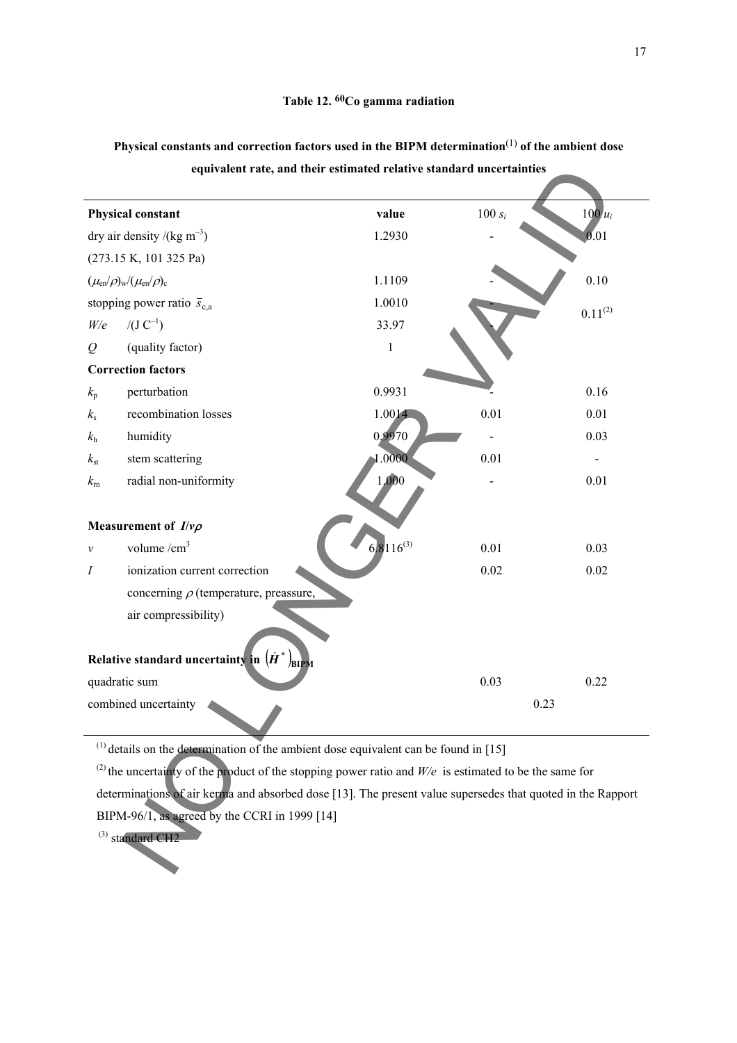**Table 12. $^{60}$Co gamma radiation**

**Physical constants and correction factors used in the BIPM determination**[(1)] **of the ambient dose equivalent rate, and their estimated relative standard uncertainties**

| **Physical constant** | | value | 100 $s_i$ | 100 $u_i$ |
|---|---|---|---|---|
| dry air density /(kg m$^{-3}$) (273.15 K, 101 325 Pa) | | 1.2930 | - | 0.01 |
| $(\mu_{en}/\rho)_w/(\mu_{en}/\rho)_c$ | | 1.1109 | - | 0.10 |
| stopping power ratio $\bar{s}_{c,a}$ | | 1.0010 | - | 0.11[(2)] |
| $W/e$ | /(J C$^{-1}$) | 33.97 | - | |
| $Q$ | (quality factor) | 1 | | |
| **Correction factors** | | | | |
| $k_p$ | perturbation | 0.9931 | - | 0.16 |
| $k_s$ | recombination losses | 1.0014 | 0.01 | 0.01 |
| $k_h$ | humidity | 0.9970 | - | 0.03 |
| $k_{st}$ | stem scattering | 1.0000 | 0.01 | - |
| $k_{rn}$ | radial non-uniformity | 1.000 | - | 0.01 |
| **Measurement of $I/v\rho$** | | | | |
| $v$ | volume /cm$^3$ | 6.8116[(3)] | 0.01 | 0.03 |
| $I$ | ionization current correction concerning $\rho$ (temperature, preassure, air compressibility) | | 0.02 | 0.02 |
| **Relative standard uncertainty in $(\dot{H}^*)_{BIPM}$** | | | | |
| quadratic sum | | | 0.03 | 0.22 |
| combined uncertainty | | | 0.23 | |

[(1)] details on the determination of the ambient dose equivalent can be found in [15]

[(2)] the uncertainty of the product of the stopping power ratio and $W/e$ is estimated to be the same for determinations of air kerma and absorbed dose [13]. The present value supersedes that quoted in the Rapport BIPM-96/1, as agreed by the CCRI in 1999 [14]

[(3)] standard CH2

NO LONGER VALID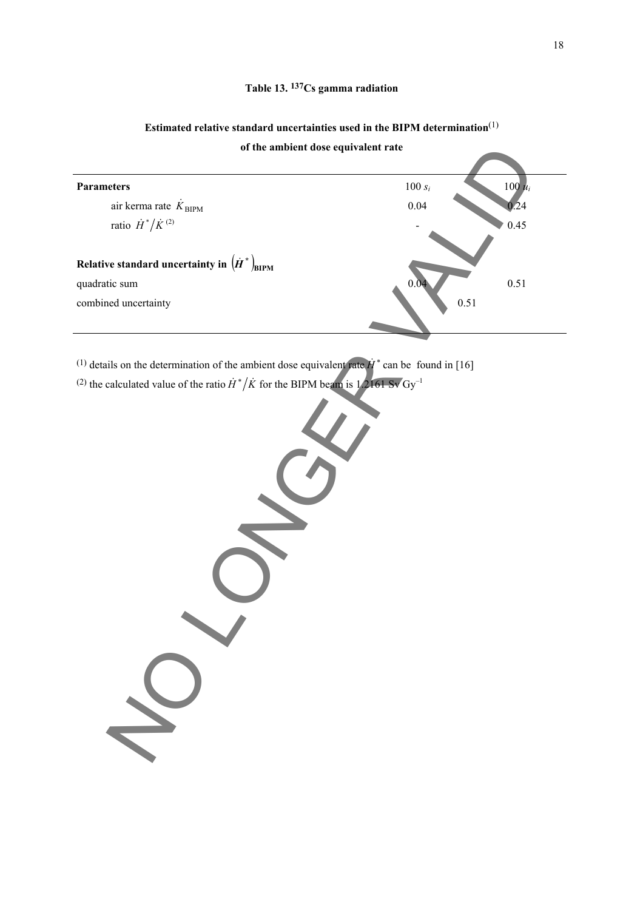**Table 13. $^{137}$Cs gamma radiation**

**Estimated relative standard uncertainties used in the BIPM determination**(1) **of the ambient dose equivalent rate**

| **Parameters** | $100\,s_i$ | $100\,u_i$ |
|---|---|---|
| air kerma rate $\dot{K}_{\mathrm{BIPM}}$ | 0.04 | 0.24 |
| ratio $\dot{H}^*/\dot{K}$ (2) | - | 0.45 |
| **Relative standard uncertainty in $\left(\dot{H}^*\right)_{\mathrm{BIPM}}$** | | |
| quadratic sum | 0.04 | 0.51 |
| combined uncertainty | 0.51 | |

(1) details on the determination of the ambient dose equivalent rate $\dot{H}^*$ can be found in [16]

(2) the calculated value of the ratio $\dot{H}^*/\dot{K}$ for the BIPM beam is 1.2161 Sv Gy$^{-1}$

NO LONGER VALID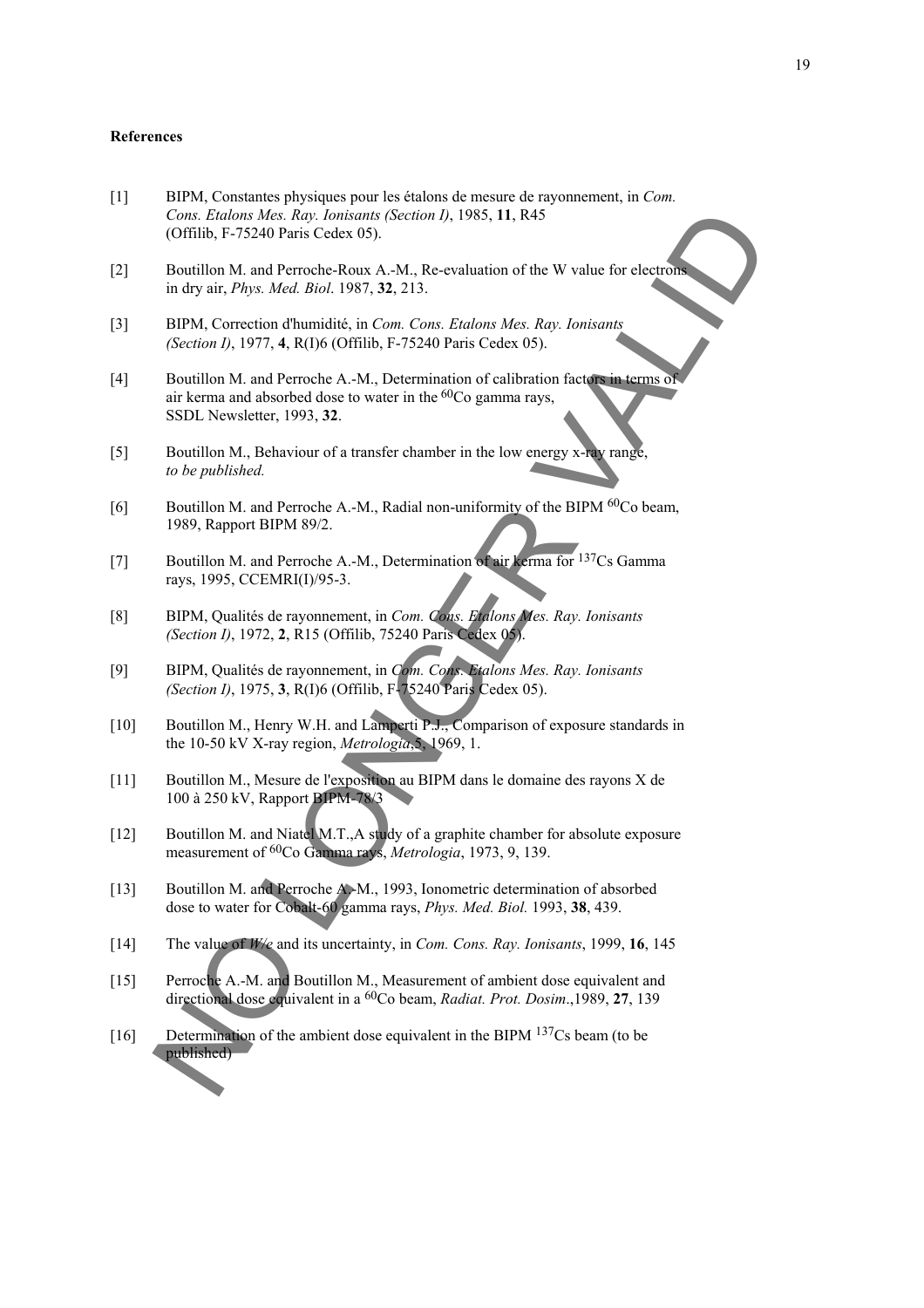**References**

[1] BIPM, Constantes physiques pour les étalons de mesure de rayonnement, in *Com. Cons. Etalons Mes. Ray. Ionisants (Section I)*, 1985, **11**, R45 (Offilib, F-75240 Paris Cedex 05).

[2] Boutillon M. and Perroche-Roux A.-M., Re-evaluation of the W value for electrons in dry air, *Phys. Med. Biol*. 1987, **32**, 213.

[3] BIPM, Correction d'humidité, in *Com. Cons. Etalons Mes. Ray. Ionisants (Section I)*, 1977, **4**, R(I)6 (Offilib, F-75240 Paris Cedex 05).

[4] Boutillon M. and Perroche A.-M., Determination of calibration factors in terms of air kerma and absorbed dose to water in the $^{60}$Co gamma rays, SSDL Newsletter, 1993, **32**.

[5] Boutillon M., Behaviour of a transfer chamber in the low energy x-ray range, *to be published.*

[6] Boutillon M. and Perroche A.-M., Radial non-uniformity of the BIPM $^{60}$Co beam, 1989, Rapport BIPM 89/2.

[7] Boutillon M. and Perroche A.-M., Determination of air kerma for $^{137}$Cs Gamma rays, 1995, CCEMRI(I)/95-3.

[8] BIPM, Qualités de rayonnement, in *Com. Cons. Etalons Mes. Ray. Ionisants (Section I)*, 1972, **2**, R15 (Offilib, 75240 Paris Cedex 05).

[9] BIPM, Qualités de rayonnement, in *Com. Cons. Etalons Mes. Ray. Ionisants (Section I)*, 1975, **3**, R(I)6 (Offilib, F-75240 Paris Cedex 05).

[10] Boutillon M., Henry W.H. and Lamperti P.J., Comparison of exposure standards in the 10-50 kV X-ray region, *Metrologia*,5, 1969, 1.

[11] Boutillon M., Mesure de l'exposition au BIPM dans le domaine des rayons X de 100 à 250 kV, Rapport BIPM-78/3

[12] Boutillon M. and Niatel M.T.,A study of a graphite chamber for absolute exposure measurement of $^{60}$Co Gamma rays, *Metrologia*, 1973, 9, 139.

[13] Boutillon M. and Perroche A.-M., 1993, Ionometric determination of absorbed dose to water for Cobalt-60 gamma rays, *Phys. Med. Biol.* 1993, **38**, 439.

[14] The value of *W/e* and its uncertainty, in *Com. Cons. Ray. Ionisants*, 1999, **16**, 145

[15] Perroche A.-M. and Boutillon M., Measurement of ambient dose equivalent and directional dose equivalent in a $^{60}$Co beam, *Radiat. Prot. Dosim*.,1989, **27**, 139

[16] Determination of the ambient dose equivalent in the BIPM $^{137}$Cs beam (to be published)

NO LONGER VALID